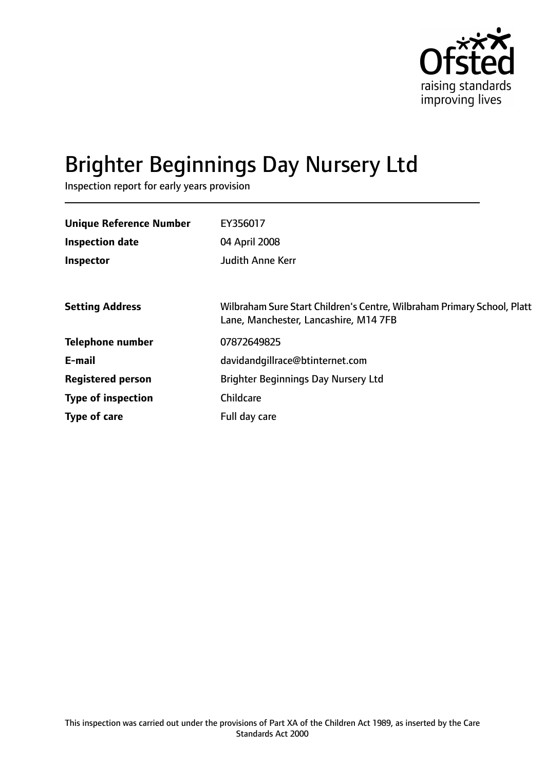# Brighter Beginnings Day Nursery Ltd

Inspection report for early years provision

| | |
|---|---|
| **Unique Reference Number** | EY356017 |
| **Inspection date** | 04 April 2008 |
| **Inspector** | Judith Anne Kerr |

| | |
|---|---|
| **Setting Address** | Wilbraham Sure Start Children's Centre, Wilbraham Primary School, Platt Lane, Manchester, Lancashire, M14 7FB |
| **Telephone number** | 07872649825 |
| **E-mail** | davidandgillrace@btinternet.com |
| **Registered person** | Brighter Beginnings Day Nursery Ltd |
| **Type of inspection** | Childcare |
| **Type of care** | Full day care |

This inspection was carried out under the provisions of Part XA of the Children Act 1989, as inserted by the Care Standards Act 2000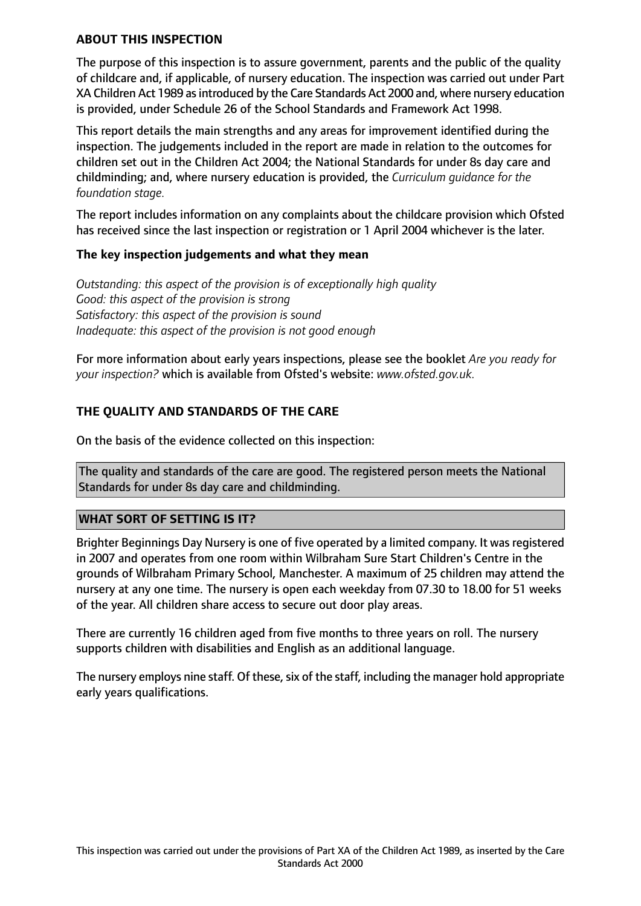## ABOUT THIS INSPECTION

The purpose of this inspection is to assure government, parents and the public of the quality of childcare and, if applicable, of nursery education. The inspection was carried out under Part XA Children Act 1989 as introduced by the Care Standards Act 2000 and, where nursery education is provided, under Schedule 26 of the School Standards and Framework Act 1998.

This report details the main strengths and any areas for improvement identified during the inspection. The judgements included in the report are made in relation to the outcomes for children set out in the Children Act 2004; the National Standards for under 8s day care and childminding; and, where nursery education is provided, the *Curriculum guidance for the foundation stage.*

The report includes information on any complaints about the childcare provision which Ofsted has received since the last inspection or registration or 1 April 2004 whichever is the later.

### The key inspection judgements and what they mean

*Outstanding: this aspect of the provision is of exceptionally high quality*
*Good: this aspect of the provision is strong*
*Satisfactory: this aspect of the provision is sound*
*Inadequate: this aspect of the provision is not good enough*

For more information about early years inspections, please see the booklet *Are you ready for your inspection?* which is available from Ofsted's website: *www.ofsted.gov.uk.*

## THE QUALITY AND STANDARDS OF THE CARE

On the basis of the evidence collected on this inspection:

The quality and standards of the care are good. The registered person meets the National Standards for under 8s day care and childminding.

## WHAT SORT OF SETTING IS IT?

Brighter Beginnings Day Nursery is one of five operated by a limited company. It was registered in 2007 and operates from one room within Wilbraham Sure Start Children's Centre in the grounds of Wilbraham Primary School, Manchester. A maximum of 25 children may attend the nursery at any one time. The nursery is open each weekday from 07.30 to 18.00 for 51 weeks of the year. All children share access to secure out door play areas.

There are currently 16 children aged from five months to three years on roll. The nursery supports children with disabilities and English as an additional language.

The nursery employs nine staff. Of these, six of the staff, including the manager hold appropriate early years qualifications.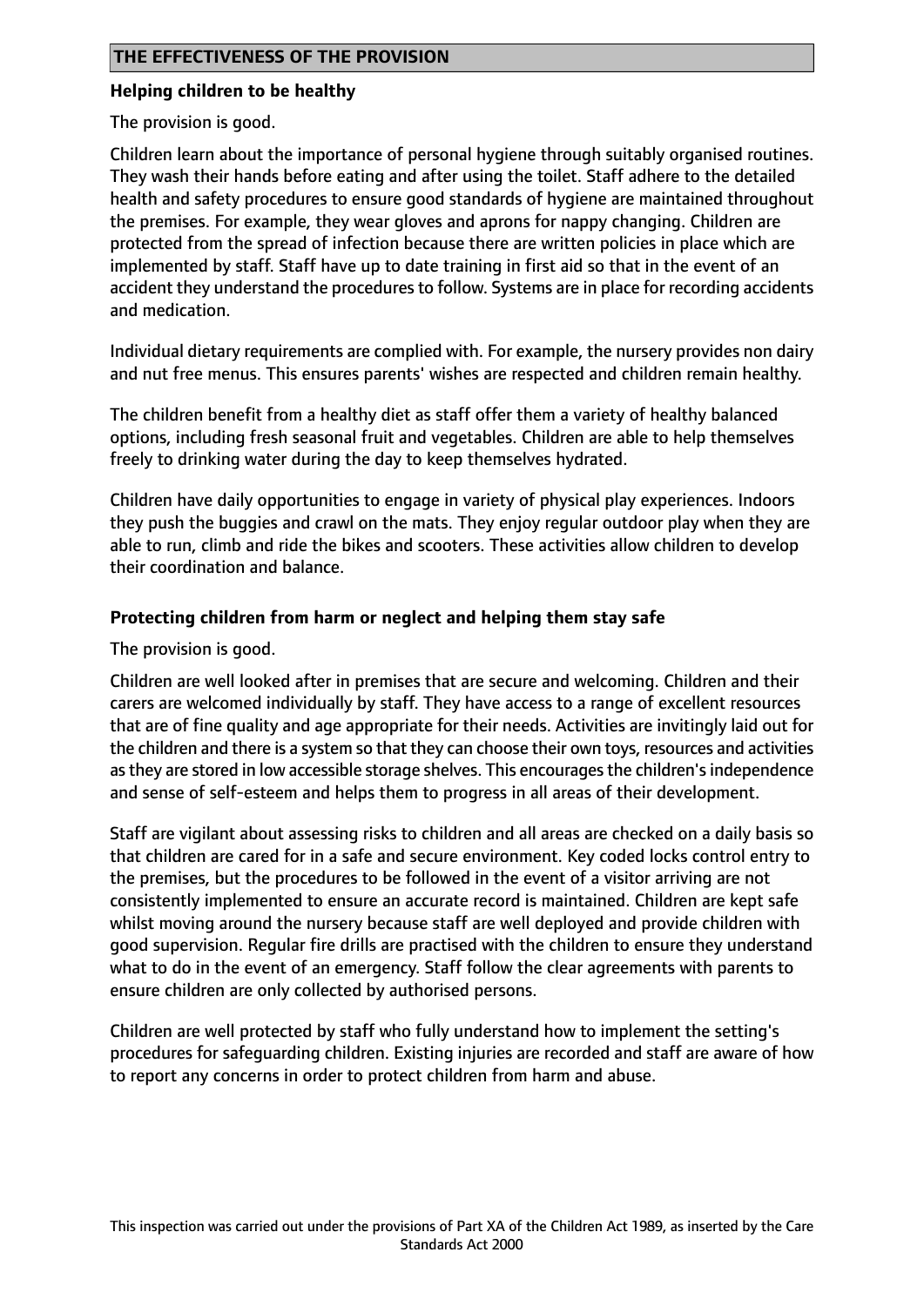## THE EFFECTIVENESS OF THE PROVISION

### Helping children to be healthy

The provision is good.

Children learn about the importance of personal hygiene through suitably organised routines. They wash their hands before eating and after using the toilet. Staff adhere to the detailed health and safety procedures to ensure good standards of hygiene are maintained throughout the premises. For example, they wear gloves and aprons for nappy changing. Children are protected from the spread of infection because there are written policies in place which are implemented by staff. Staff have up to date training in first aid so that in the event of an accident they understand the procedures to follow. Systems are in place for recording accidents and medication.

Individual dietary requirements are complied with. For example, the nursery provides non dairy and nut free menus. This ensures parents' wishes are respected and children remain healthy.

The children benefit from a healthy diet as staff offer them a variety of healthy balanced options, including fresh seasonal fruit and vegetables. Children are able to help themselves freely to drinking water during the day to keep themselves hydrated.

Children have daily opportunities to engage in variety of physical play experiences. Indoors they push the buggies and crawl on the mats. They enjoy regular outdoor play when they are able to run, climb and ride the bikes and scooters. These activities allow children to develop their coordination and balance.

### Protecting children from harm or neglect and helping them stay safe

The provision is good.

Children are well looked after in premises that are secure and welcoming. Children and their carers are welcomed individually by staff. They have access to a range of excellent resources that are of fine quality and age appropriate for their needs. Activities are invitingly laid out for the children and there is a system so that they can choose their own toys, resources and activities as they are stored in low accessible storage shelves. This encourages the children's independence and sense of self-esteem and helps them to progress in all areas of their development.

Staff are vigilant about assessing risks to children and all areas are checked on a daily basis so that children are cared for in a safe and secure environment. Key coded locks control entry to the premises, but the procedures to be followed in the event of a visitor arriving are not consistently implemented to ensure an accurate record is maintained. Children are kept safe whilst moving around the nursery because staff are well deployed and provide children with good supervision. Regular fire drills are practised with the children to ensure they understand what to do in the event of an emergency. Staff follow the clear agreements with parents to ensure children are only collected by authorised persons.

Children are well protected by staff who fully understand how to implement the setting's procedures for safeguarding children. Existing injuries are recorded and staff are aware of how to report any concerns in order to protect children from harm and abuse.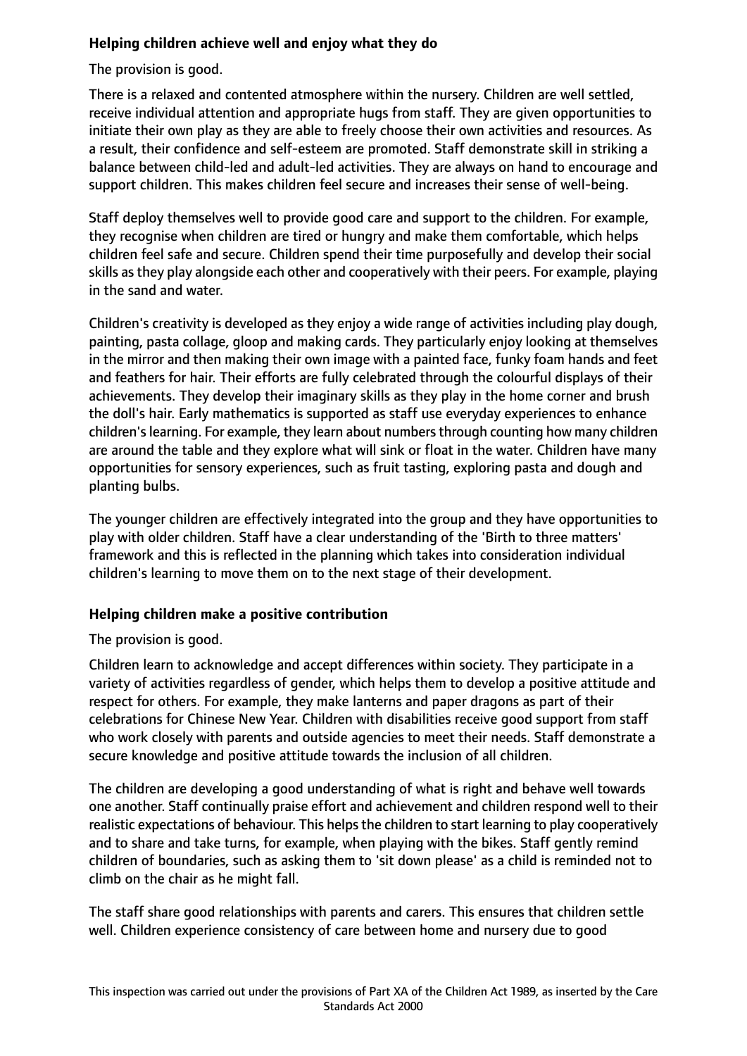**Helping children achieve well and enjoy what they do**

The provision is good.

There is a relaxed and contented atmosphere within the nursery. Children are well settled, receive individual attention and appropriate hugs from staff. They are given opportunities to initiate their own play as they are able to freely choose their own activities and resources. As a result, their confidence and self-esteem are promoted. Staff demonstrate skill in striking a balance between child-led and adult-led activities. They are always on hand to encourage and support children. This makes children feel secure and increases their sense of well-being.

Staff deploy themselves well to provide good care and support to the children. For example, they recognise when children are tired or hungry and make them comfortable, which helps children feel safe and secure. Children spend their time purposefully and develop their social skills as they play alongside each other and cooperatively with their peers. For example, playing in the sand and water.

Children's creativity is developed as they enjoy a wide range of activities including play dough, painting, pasta collage, gloop and making cards. They particularly enjoy looking at themselves in the mirror and then making their own image with a painted face, funky foam hands and feet and feathers for hair. Their efforts are fully celebrated through the colourful displays of their achievements. They develop their imaginary skills as they play in the home corner and brush the doll's hair. Early mathematics is supported as staff use everyday experiences to enhance children's learning. For example, they learn about numbers through counting how many children are around the table and they explore what will sink or float in the water. Children have many opportunities for sensory experiences, such as fruit tasting, exploring pasta and dough and planting bulbs.

The younger children are effectively integrated into the group and they have opportunities to play with older children. Staff have a clear understanding of the 'Birth to three matters' framework and this is reflected in the planning which takes into consideration individual children's learning to move them on to the next stage of their development.

**Helping children make a positive contribution**

The provision is good.

Children learn to acknowledge and accept differences within society. They participate in a variety of activities regardless of gender, which helps them to develop a positive attitude and respect for others. For example, they make lanterns and paper dragons as part of their celebrations for Chinese New Year. Children with disabilities receive good support from staff who work closely with parents and outside agencies to meet their needs. Staff demonstrate a secure knowledge and positive attitude towards the inclusion of all children.

The children are developing a good understanding of what is right and behave well towards one another. Staff continually praise effort and achievement and children respond well to their realistic expectations of behaviour. This helps the children to start learning to play cooperatively and to share and take turns, for example, when playing with the bikes. Staff gently remind children of boundaries, such as asking them to 'sit down please' as a child is reminded not to climb on the chair as he might fall.

The staff share good relationships with parents and carers. This ensures that children settle well. Children experience consistency of care between home and nursery due to good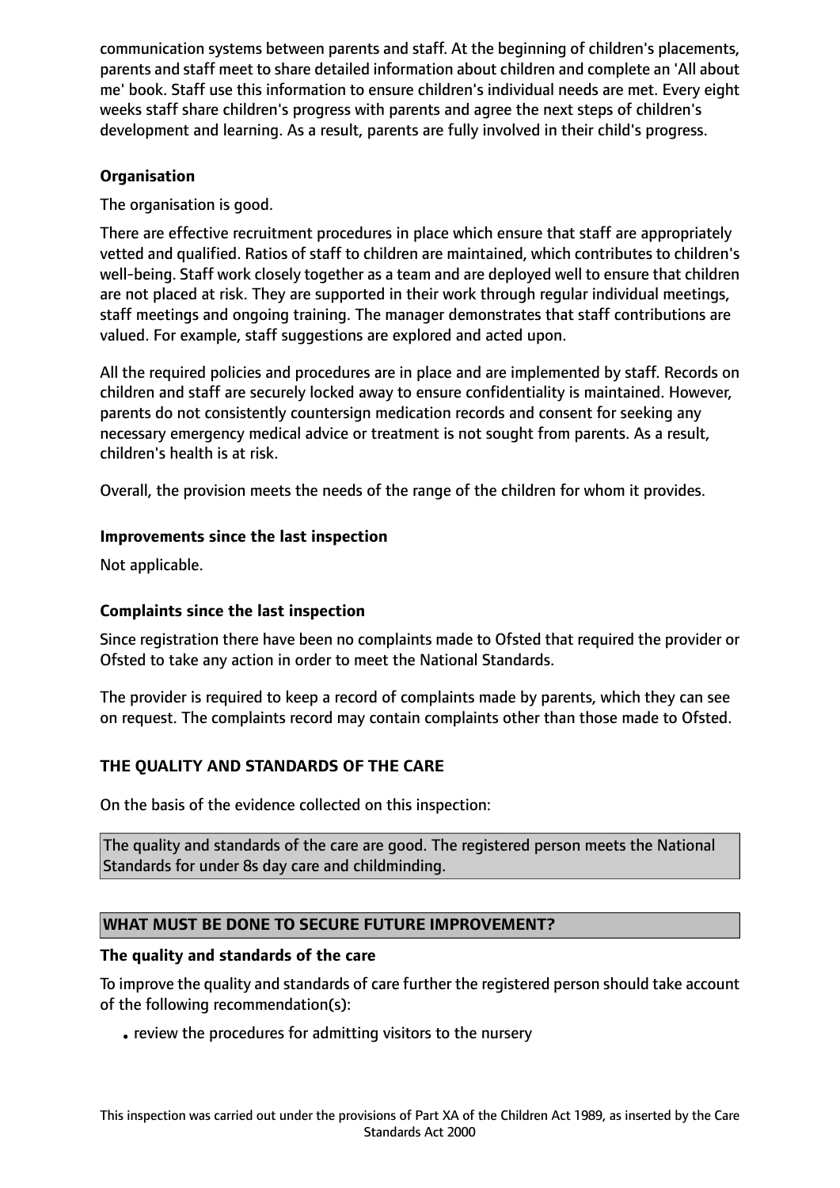communication systems between parents and staff. At the beginning of children's placements, parents and staff meet to share detailed information about children and complete an 'All about me' book. Staff use this information to ensure children's individual needs are met. Every eight weeks staff share children's progress with parents and agree the next steps of children's development and learning. As a result, parents are fully involved in their child's progress.

**Organisation**

The organisation is good.

There are effective recruitment procedures in place which ensure that staff are appropriately vetted and qualified. Ratios of staff to children are maintained, which contributes to children's well-being. Staff work closely together as a team and are deployed well to ensure that children are not placed at risk. They are supported in their work through regular individual meetings, staff meetings and ongoing training. The manager demonstrates that staff contributions are valued. For example, staff suggestions are explored and acted upon.

All the required policies and procedures are in place and are implemented by staff. Records on children and staff are securely locked away to ensure confidentiality is maintained. However, parents do not consistently countersign medication records and consent for seeking any necessary emergency medical advice or treatment is not sought from parents. As a result, children's health is at risk.

Overall, the provision meets the needs of the range of the children for whom it provides.

**Improvements since the last inspection**

Not applicable.

**Complaints since the last inspection**

Since registration there have been no complaints made to Ofsted that required the provider or Ofsted to take any action in order to meet the National Standards.

The provider is required to keep a record of complaints made by parents, which they can see on request. The complaints record may contain complaints other than those made to Ofsted.

## THE QUALITY AND STANDARDS OF THE CARE

On the basis of the evidence collected on this inspection:

The quality and standards of the care are good. The registered person meets the National Standards for under 8s day care and childminding.

## WHAT MUST BE DONE TO SECURE FUTURE IMPROVEMENT?

**The quality and standards of the care**

To improve the quality and standards of care further the registered person should take account of the following recommendation(s):

- review the procedures for admitting visitors to the nursery

This inspection was carried out under the provisions of Part XA of the Children Act 1989, as inserted by the Care Standards Act 2000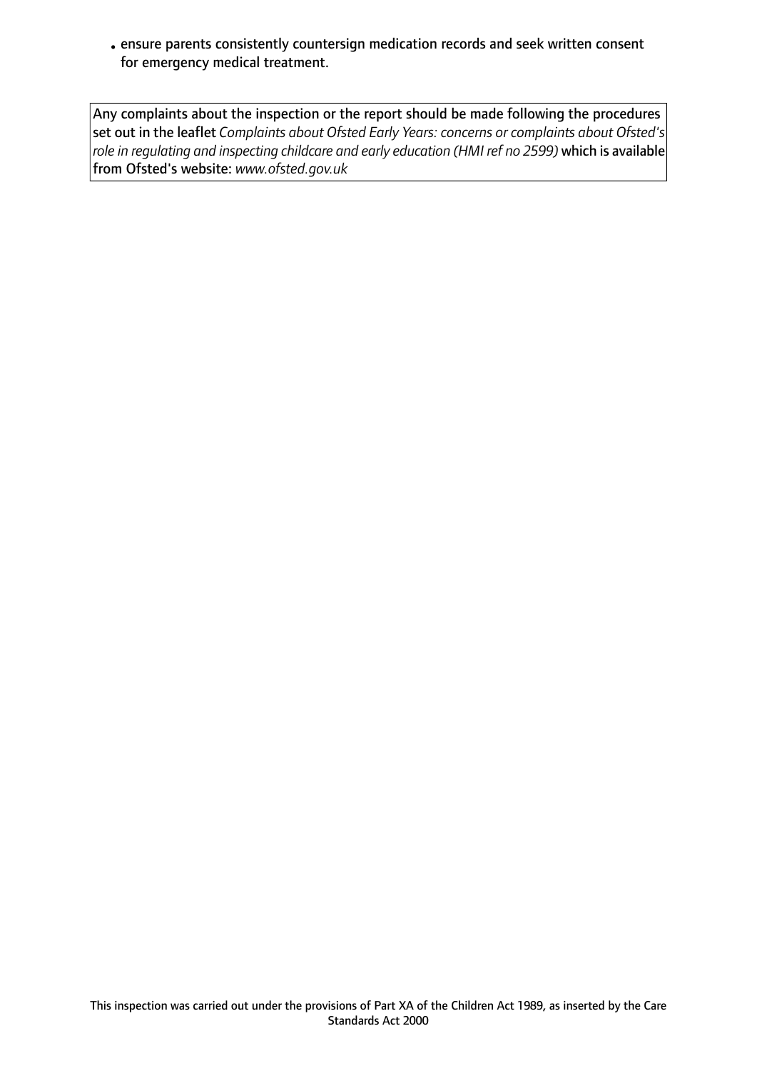- ensure parents consistently countersign medication records and seek written consent for emergency medical treatment.

Any complaints about the inspection or the report should be made following the procedures set out in the leaflet *Complaints about Ofsted Early Years: concerns or complaints about Ofsted's role in regulating and inspecting childcare and early education (HMI ref no 2599)* which is available from Ofsted's website: *www.ofsted.gov.uk*

This inspection was carried out under the provisions of Part XA of the Children Act 1989, as inserted by the Care Standards Act 2000